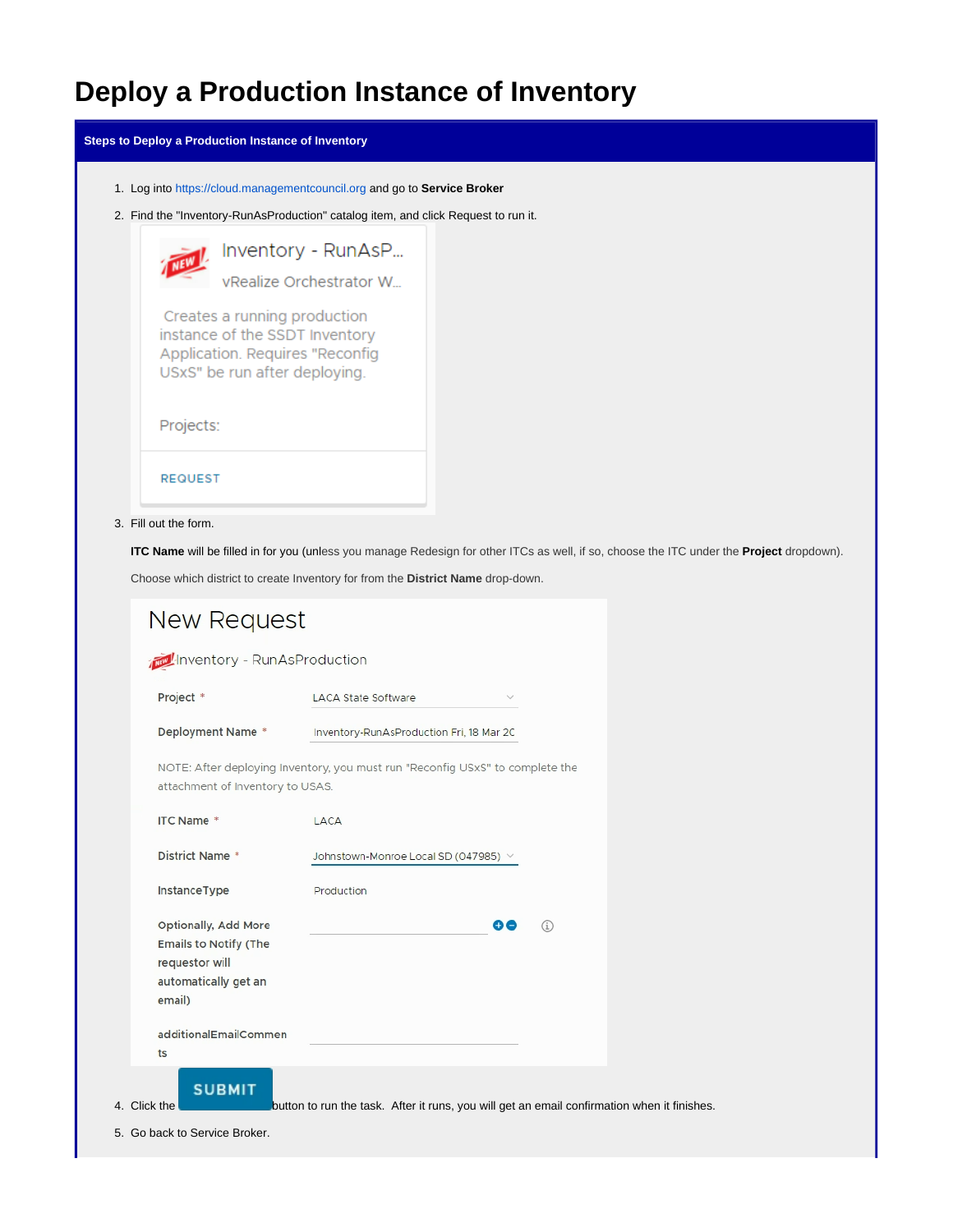# Deploy a Production Instance of Inventory

**Steps to Deploy a Production Instance of Inventory**

1. Log into https://cloud.managementcouncil.org and go to **Service Broker**
2. Find the "Inventory-RunAsProduction" catalog item, and click Request to run it.

   Inventory - RunAsP...
   vRealize Orchestrator W...
   Creates a running production instance of the SSDT Inventory Application. Requires "Reconfig USxS" be run after deploying.
   Projects:
   REQUEST

3. Fill out the form.

   **ITC Name** will be filled in for you (unless you manage Redesign for other ITCs as well, if so, choose the ITC under the **Project** dropdown).

   Choose which district to create Inventory for from the **District Name** drop-down.

   New Request
   Inventory - RunAsProduction

   | Field | Value |
   | --- | --- |
   | Project * | LACA State Software |
   | Deployment Name * | Inventory-RunAsProduction Fri, 18 Mar 20 |

   NOTE: After deploying Inventory, you must run "Reconfig USxS" to complete the attachment of Inventory to USAS.

   | Field | Value |
   | --- | --- |
   | ITC Name * | LACA |
   | District Name * | Johnstown-Monroe Local SD (047985) |
   | InstanceType | Production |
   | Optionally, Add More Emails to Notify (The requestor will automatically get an email) | |
   | additionalEmailComments | |

4. Click the SUBMIT button to run the task. After it runs, you will get an email confirmation when it finishes.
5. Go back to Service Broker.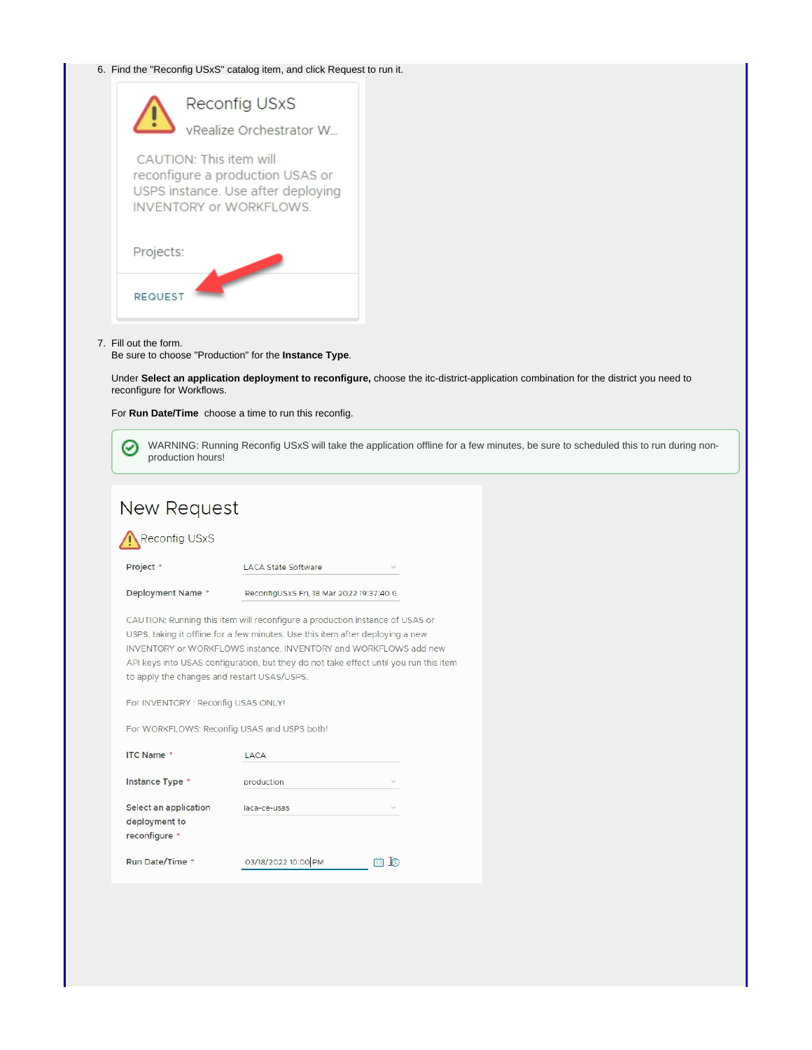6. Find the "Reconfig USxS" catalog item, and click Request to run it.

   Reconfig USxS

   vRealize Orchestrator W...

   CAUTION: This item will reconfigure a production USAS or USPS instance. Use after deploying INVENTORY or WORKFLOWS.

   Projects:

   REQUEST

7. Fill out the form.
   Be sure to choose "Production" for the **Instance Type**.

   Under **Select an application deployment to reconfigure,** choose the itc-district-application combination for the district you need to reconfigure for Workflows.

   For **Run Date/Time** choose a time to run this reconfig.

   > WARNING: Running Reconfig USxS will take the application offline for a few minutes, be sure to scheduled this to run during non-production hours!

   New Request

   Reconfig USxS

   Project * LACA State Software

   Deployment Name * ReconfigUSxS Fri, 18 Mar 2022 19:37:40 G

   CAUTION: Running this item will reconfigure a production instance of USAS or USPS, taking it offline for a few minutes. Use this item after deploying a new INVENTORY or WORKFLOWS instance. INVENTORY and WORKFLOWS add new API keys into USAS configuration, but they do not take effect until you run this item to apply the changes and restart USAS/USPS.

   For INVENTORY : Reconfig USAS ONLY!

   For WORKFLOWS: Reconfig USAS and USPS both!

   ITC Name * LACA

   Instance Type * production

   Select an application deployment to reconfigure * laca-ce-usas

   Run Date/Time * 03/18/2022 10:00 PM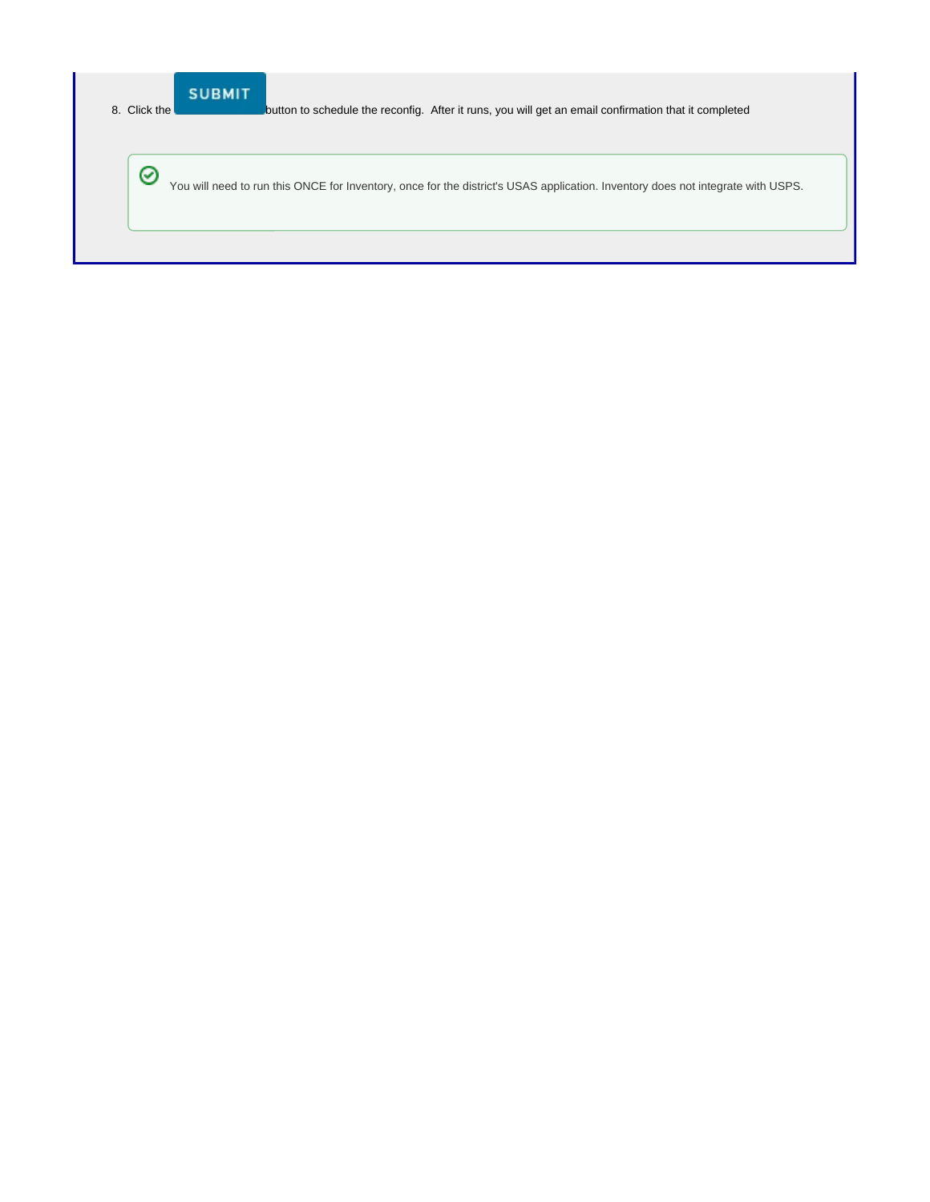8. Click the **SUBMIT** button to schedule the reconfig.  After it runs, you will get an email confirmation that it completed

> You will need to run this ONCE for Inventory, once for the district's USAS application. Inventory does not integrate with USPS.